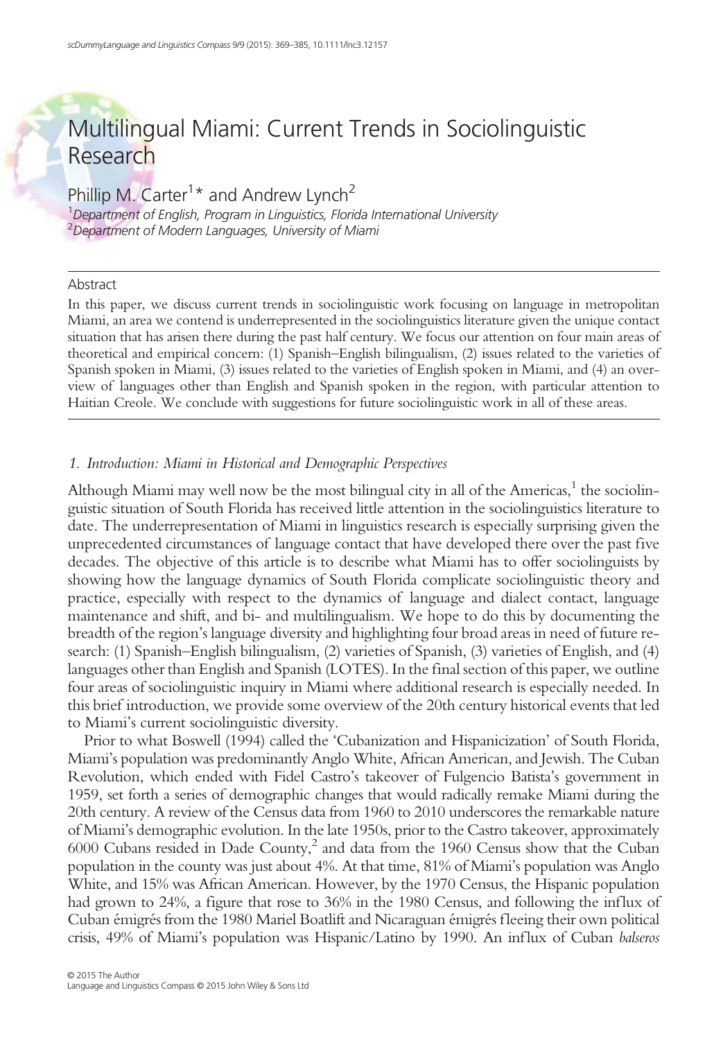# Multilingual Miami: Current Trends in Sociolinguistic Research

Phillip M. Carter[1]* and Andrew Lynch[2]

[1] *Department of English, Program in Linguistics, Florida International University*
[2] *Department of Modern Languages, University of Miami*

## Abstract

In this paper, we discuss current trends in sociolinguistic work focusing on language in metropolitan Miami, an area we contend is underrepresented in the sociolinguistics literature given the unique contact situation that has arisen there during the past half century. We focus our attention on four main areas of theoretical and empirical concern: (1) Spanish–English bilingualism, (2) issues related to the varieties of Spanish spoken in Miami, (3) issues related to the varieties of English spoken in Miami, and (4) an overview of languages other than English and Spanish spoken in the region, with particular attention to Haitian Creole. We conclude with suggestions for future sociolinguistic work in all of these areas.

## *1. Introduction: Miami in Historical and Demographic Perspectives*

Although Miami may well now be the most bilingual city in all of the Americas,[1] the sociolinguistic situation of South Florida has received little attention in the sociolinguistics literature to date. The underrepresentation of Miami in linguistics research is especially surprising given the unprecedented circumstances of language contact that have developed there over the past five decades. The objective of this article is to describe what Miami has to offer sociolinguists by showing how the language dynamics of South Florida complicate sociolinguistic theory and practice, especially with respect to the dynamics of language and dialect contact, language maintenance and shift, and bi- and multilingualism. We hope to do this by documenting the breadth of the region's language diversity and highlighting four broad areas in need of future research: (1) Spanish–English bilingualism, (2) varieties of Spanish, (3) varieties of English, and (4) languages other than English and Spanish (LOTES). In the final section of this paper, we outline four areas of sociolinguistic inquiry in Miami where additional research is especially needed. In this brief introduction, we provide some overview of the 20th century historical events that led to Miami's current sociolinguistic diversity.

Prior to what Boswell (1994) called the 'Cubanization and Hispanicization' of South Florida, Miami's population was predominantly Anglo White, African American, and Jewish. The Cuban Revolution, which ended with Fidel Castro's takeover of Fulgencio Batista's government in 1959, set forth a series of demographic changes that would radically remake Miami during the 20th century. A review of the Census data from 1960 to 2010 underscores the remarkable nature of Miami's demographic evolution. In the late 1950s, prior to the Castro takeover, approximately 6000 Cubans resided in Dade County,[2] and data from the 1960 Census show that the Cuban population in the county was just about 4%. At that time, 81% of Miami's population was Anglo White, and 15% was African American. However, by the 1970 Census, the Hispanic population had grown to 24%, a figure that rose to 36% in the 1980 Census, and following the influx of Cuban émigrés from the 1980 Mariel Boatlift and Nicaraguan émigrés fleeing their own political crisis, 49% of Miami's population was Hispanic/Latino by 1990. An influx of Cuban *balseros*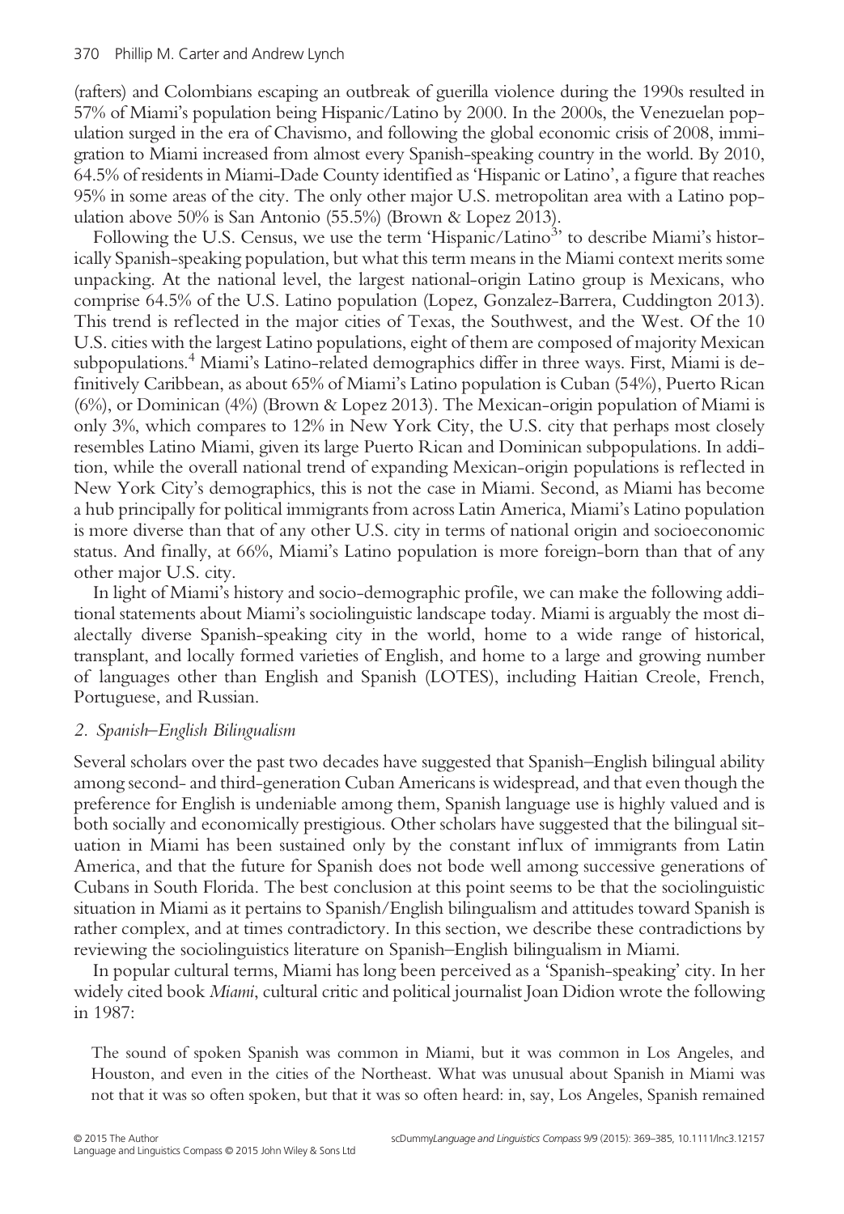(rafters) and Colombians escaping an outbreak of guerilla violence during the 1990s resulted in 57% of Miami's population being Hispanic/Latino by 2000. In the 2000s, the Venezuelan population surged in the era of Chavismo, and following the global economic crisis of 2008, immigration to Miami increased from almost every Spanish-speaking country in the world. By 2010, 64.5% of residents in Miami-Dade County identified as 'Hispanic or Latino', a figure that reaches 95% in some areas of the city. The only other major U.S. metropolitan area with a Latino population above 50% is San Antonio (55.5%) (Brown & Lopez 2013).

Following the U.S. Census, we use the term 'Hispanic/Latino[3]' to describe Miami's historically Spanish-speaking population, but what this term means in the Miami context merits some unpacking. At the national level, the largest national-origin Latino group is Mexicans, who comprise 64.5% of the U.S. Latino population (Lopez, Gonzalez-Barrera, Cuddington 2013). This trend is reflected in the major cities of Texas, the Southwest, and the West. Of the 10 U.S. cities with the largest Latino populations, eight of them are composed of majority Mexican subpopulations.[4] Miami's Latino-related demographics differ in three ways. First, Miami is definitively Caribbean, as about 65% of Miami's Latino population is Cuban (54%), Puerto Rican (6%), or Dominican (4%) (Brown & Lopez 2013). The Mexican-origin population of Miami is only 3%, which compares to 12% in New York City, the U.S. city that perhaps most closely resembles Latino Miami, given its large Puerto Rican and Dominican subpopulations. In addition, while the overall national trend of expanding Mexican-origin populations is reflected in New York City's demographics, this is not the case in Miami. Second, as Miami has become a hub principally for political immigrants from across Latin America, Miami's Latino population is more diverse than that of any other U.S. city in terms of national origin and socioeconomic status. And finally, at 66%, Miami's Latino population is more foreign-born than that of any other major U.S. city.

In light of Miami's history and socio-demographic profile, we can make the following additional statements about Miami's sociolinguistic landscape today. Miami is arguably the most dialectally diverse Spanish-speaking city in the world, home to a wide range of historical, transplant, and locally formed varieties of English, and home to a large and growing number of languages other than English and Spanish (LOTES), including Haitian Creole, French, Portuguese, and Russian.

## *2. Spanish–English Bilingualism*

Several scholars over the past two decades have suggested that Spanish–English bilingual ability among second- and third-generation Cuban Americans is widespread, and that even though the preference for English is undeniable among them, Spanish language use is highly valued and is both socially and economically prestigious. Other scholars have suggested that the bilingual situation in Miami has been sustained only by the constant influx of immigrants from Latin America, and that the future for Spanish does not bode well among successive generations of Cubans in South Florida. The best conclusion at this point seems to be that the sociolinguistic situation in Miami as it pertains to Spanish/English bilingualism and attitudes toward Spanish is rather complex, and at times contradictory. In this section, we describe these contradictions by reviewing the sociolinguistics literature on Spanish–English bilingualism in Miami.

In popular cultural terms, Miami has long been perceived as a 'Spanish-speaking' city. In her widely cited book *Miami*, cultural critic and political journalist Joan Didion wrote the following in 1987:

> The sound of spoken Spanish was common in Miami, but it was common in Los Angeles, and Houston, and even in the cities of the Northeast. What was unusual about Spanish in Miami was not that it was so often spoken, but that it was so often heard: in, say, Los Angeles, Spanish remained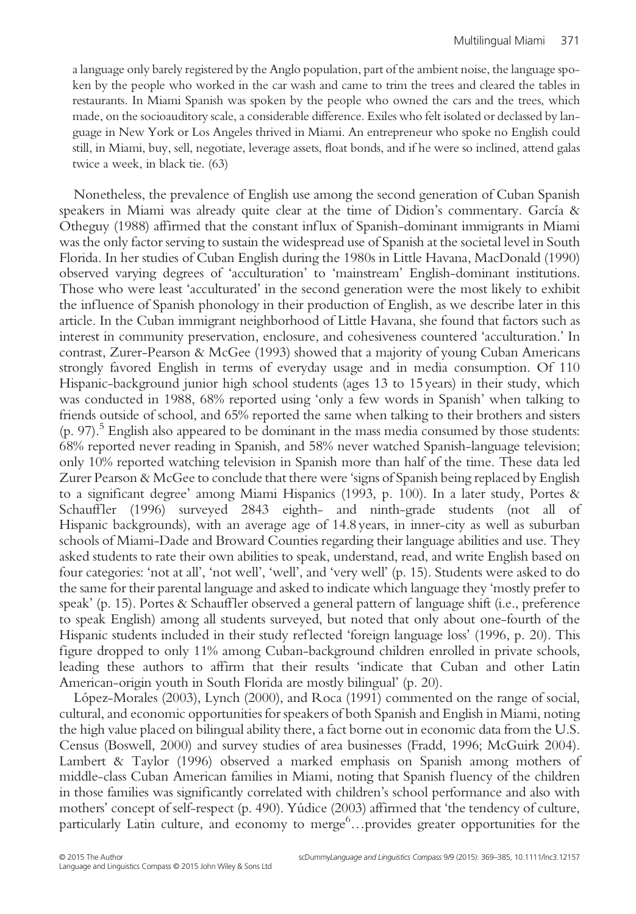a language only barely registered by the Anglo population, part of the ambient noise, the language spoken by the people who worked in the car wash and came to trim the trees and cleared the tables in restaurants. In Miami Spanish was spoken by the people who owned the cars and the trees, which made, on the socioauditory scale, a considerable difference. Exiles who felt isolated or declassed by language in New York or Los Angeles thrived in Miami. An entrepreneur who spoke no English could still, in Miami, buy, sell, negotiate, leverage assets, float bonds, and if he were so inclined, attend galas twice a week, in black tie. (63)

Nonetheless, the prevalence of English use among the second generation of Cuban Spanish speakers in Miami was already quite clear at the time of Didion's commentary. García & Otheguy (1988) affirmed that the constant influx of Spanish-dominant immigrants in Miami was the only factor serving to sustain the widespread use of Spanish at the societal level in South Florida. In her studies of Cuban English during the 1980s in Little Havana, MacDonald (1990) observed varying degrees of 'acculturation' to 'mainstream' English-dominant institutions. Those who were least 'acculturated' in the second generation were the most likely to exhibit the influence of Spanish phonology in their production of English, as we describe later in this article. In the Cuban immigrant neighborhood of Little Havana, she found that factors such as interest in community preservation, enclosure, and cohesiveness countered 'acculturation.' In contrast, Zurer-Pearson & McGee (1993) showed that a majority of young Cuban Americans strongly favored English in terms of everyday usage and in media consumption. Of 110 Hispanic-background junior high school students (ages 13 to 15 years) in their study, which was conducted in 1988, 68% reported using 'only a few words in Spanish' when talking to friends outside of school, and 65% reported the same when talking to their brothers and sisters (p. 97).[5] English also appeared to be dominant in the mass media consumed by those students: 68% reported never reading in Spanish, and 58% never watched Spanish-language television; only 10% reported watching television in Spanish more than half of the time. These data led Zurer Pearson & McGee to conclude that there were 'signs of Spanish being replaced by English to a significant degree' among Miami Hispanics (1993, p. 100). In a later study, Portes & Schauffler (1996) surveyed 2843 eighth- and ninth-grade students (not all of Hispanic backgrounds), with an average age of 14.8 years, in inner-city as well as suburban schools of Miami-Dade and Broward Counties regarding their language abilities and use. They asked students to rate their own abilities to speak, understand, read, and write English based on four categories: 'not at all', 'not well', 'well', and 'very well' (p. 15). Students were asked to do the same for their parental language and asked to indicate which language they 'mostly prefer to speak' (p. 15). Portes & Schauffler observed a general pattern of language shift (i.e., preference to speak English) among all students surveyed, but noted that only about one-fourth of the Hispanic students included in their study reflected 'foreign language loss' (1996, p. 20). This figure dropped to only 11% among Cuban-background children enrolled in private schools, leading these authors to affirm that their results 'indicate that Cuban and other Latin American-origin youth in South Florida are mostly bilingual' (p. 20).

López-Morales (2003), Lynch (2000), and Roca (1991) commented on the range of social, cultural, and economic opportunities for speakers of both Spanish and English in Miami, noting the high value placed on bilingual ability there, a fact borne out in economic data from the U.S. Census (Boswell, 2000) and survey studies of area businesses (Fradd, 1996; McGuirk 2004). Lambert & Taylor (1996) observed a marked emphasis on Spanish among mothers of middle-class Cuban American families in Miami, noting that Spanish fluency of the children in those families was significantly correlated with children's school performance and also with mothers' concept of self-respect (p. 490). Yúdice (2003) affirmed that 'the tendency of culture, particularly Latin culture, and economy to merge[6]…provides greater opportunities for the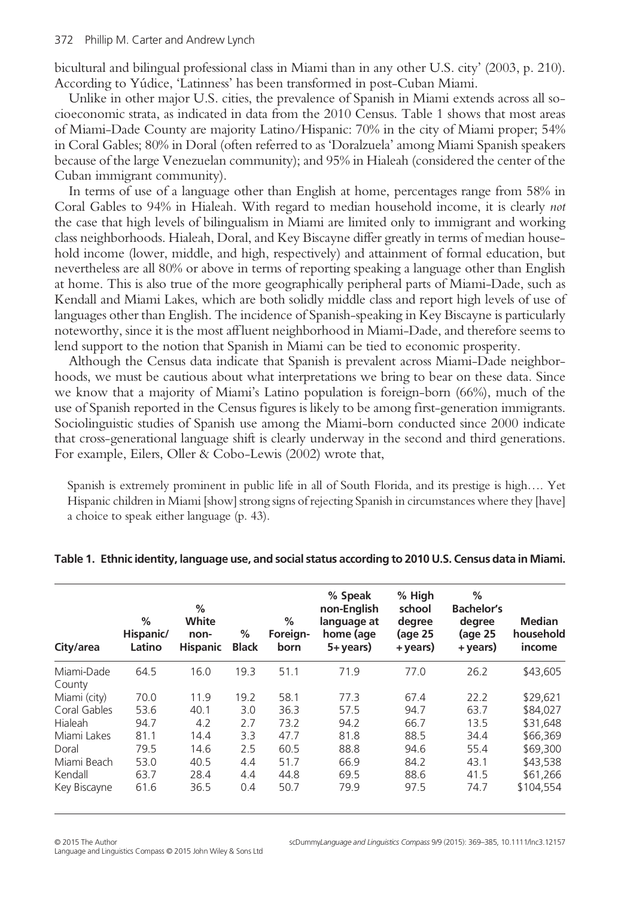bicultural and bilingual professional class in Miami than in any other U.S. city' (2003, p. 210). According to Yúdice, 'Latinness' has been transformed in post-Cuban Miami.

Unlike in other major U.S. cities, the prevalence of Spanish in Miami extends across all socioeconomic strata, as indicated in data from the 2010 Census. Table 1 shows that most areas of Miami-Dade County are majority Latino/Hispanic: 70% in the city of Miami proper; 54% in Coral Gables; 80% in Doral (often referred to as 'Doralzuela' among Miami Spanish speakers because of the large Venezuelan community); and 95% in Hialeah (considered the center of the Cuban immigrant community).

In terms of use of a language other than English at home, percentages range from 58% in Coral Gables to 94% in Hialeah. With regard to median household income, it is clearly *not* the case that high levels of bilingualism in Miami are limited only to immigrant and working class neighborhoods. Hialeah, Doral, and Key Biscayne differ greatly in terms of median household income (lower, middle, and high, respectively) and attainment of formal education, but nevertheless are all 80% or above in terms of reporting speaking a language other than English at home. This is also true of the more geographically peripheral parts of Miami-Dade, such as Kendall and Miami Lakes, which are both solidly middle class and report high levels of use of languages other than English. The incidence of Spanish-speaking in Key Biscayne is particularly noteworthy, since it is the most affluent neighborhood in Miami-Dade, and therefore seems to lend support to the notion that Spanish in Miami can be tied to economic prosperity.

Although the Census data indicate that Spanish is prevalent across Miami-Dade neighborhoods, we must be cautious about what interpretations we bring to bear on these data. Since we know that a majority of Miami's Latino population is foreign-born (66%), much of the use of Spanish reported in the Census figures is likely to be among first-generation immigrants. Sociolinguistic studies of Spanish use among the Miami-born conducted since 2000 indicate that cross-generational language shift is clearly underway in the second and third generations. For example, Eilers, Oller & Cobo-Lewis (2002) wrote that,

> Spanish is extremely prominent in public life in all of South Florida, and its prestige is high…. Yet Hispanic children in Miami [show] strong signs of rejecting Spanish in circumstances where they [have] a choice to speak either language (p. 43).

**Table 1. Ethnic identity, language use, and social status according to 2010 U.S. Census data in Miami.**

| City/area | % Hispanic/ Latino | % White non-Hispanic | % Black | % Foreign-born | % Speak non-English language at home (age 5+ years) | % High school degree (age 25 + years) | % Bachelor's degree (age 25 + years) | Median household income |
|---|---|---|---|---|---|---|---|---|
| Miami-Dade County | 64.5 | 16.0 | 19.3 | 51.1 | 71.9 | 77.0 | 26.2 | $43,605 |
| Miami (city) | 70.0 | 11.9 | 19.2 | 58.1 | 77.3 | 67.4 | 22.2 | $29,621 |
| Coral Gables | 53.6 | 40.1 | 3.0 | 36.3 | 57.5 | 94.7 | 63.7 | $84,027 |
| Hialeah | 94.7 | 4.2 | 2.7 | 73.2 | 94.2 | 66.7 | 13.5 | $31,648 |
| Miami Lakes | 81.1 | 14.4 | 3.3 | 47.7 | 81.8 | 88.5 | 34.4 | $66,369 |
| Doral | 79.5 | 14.6 | 2.5 | 60.5 | 88.8 | 94.6 | 55.4 | $69,300 |
| Miami Beach | 53.0 | 40.5 | 4.4 | 51.7 | 66.9 | 84.2 | 43.1 | $43,538 |
| Kendall | 63.7 | 28.4 | 4.4 | 44.8 | 69.5 | 88.6 | 41.5 | $61,266 |
| Key Biscayne | 61.6 | 36.5 | 0.4 | 50.7 | 79.9 | 97.5 | 74.7 | $104,554 |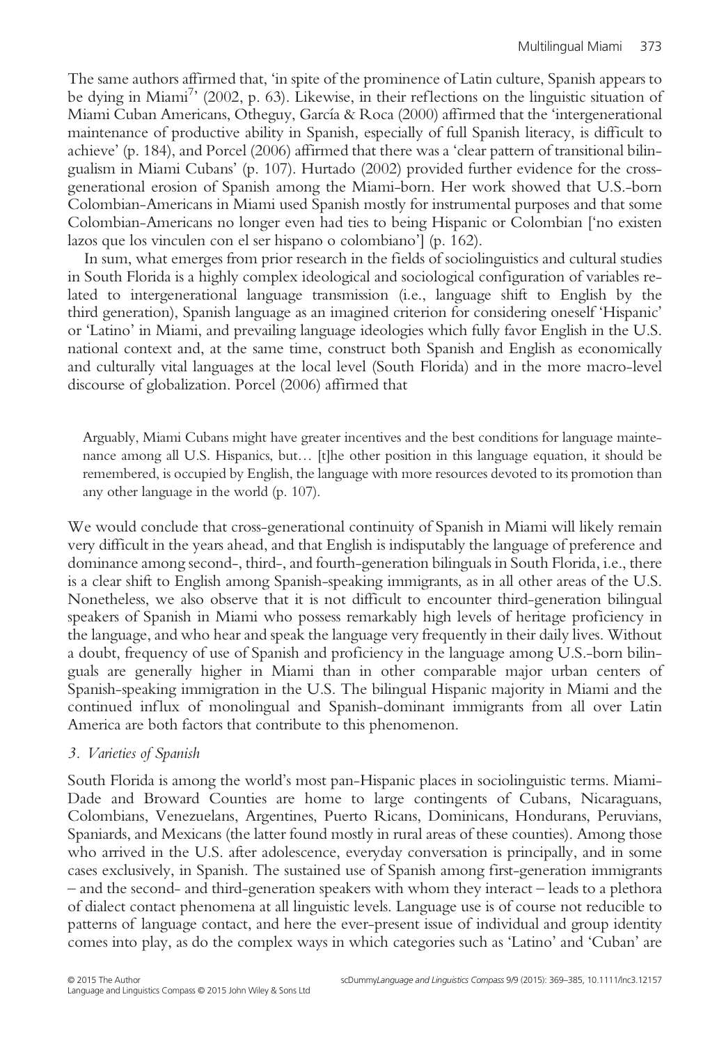The same authors affirmed that, 'in spite of the prominence of Latin culture, Spanish appears to be dying in Miami[7]' (2002, p. 63). Likewise, in their reflections on the linguistic situation of Miami Cuban Americans, Otheguy, García & Roca (2000) affirmed that the 'intergenerational maintenance of productive ability in Spanish, especially of full Spanish literacy, is difficult to achieve' (p. 184), and Porcel (2006) affirmed that there was a 'clear pattern of transitional bilingualism in Miami Cubans' (p. 107). Hurtado (2002) provided further evidence for the cross-generational erosion of Spanish among the Miami-born. Her work showed that U.S.-born Colombian-Americans in Miami used Spanish mostly for instrumental purposes and that some Colombian-Americans no longer even had ties to being Hispanic or Colombian ['no existen lazos que los vinculen con el ser hispano o colombiano'] (p. 162).

In sum, what emerges from prior research in the fields of sociolinguistics and cultural studies in South Florida is a highly complex ideological and sociological configuration of variables related to intergenerational language transmission (i.e., language shift to English by the third generation), Spanish language as an imagined criterion for considering oneself 'Hispanic' or 'Latino' in Miami, and prevailing language ideologies which fully favor English in the U.S. national context and, at the same time, construct both Spanish and English as economically and culturally vital languages at the local level (South Florida) and in the more macro-level discourse of globalization. Porcel (2006) affirmed that

> Arguably, Miami Cubans might have greater incentives and the best conditions for language maintenance among all U.S. Hispanics, but… [t]he other position in this language equation, it should be remembered, is occupied by English, the language with more resources devoted to its promotion than any other language in the world (p. 107).

We would conclude that cross-generational continuity of Spanish in Miami will likely remain very difficult in the years ahead, and that English is indisputably the language of preference and dominance among second-, third-, and fourth-generation bilinguals in South Florida, i.e., there is a clear shift to English among Spanish-speaking immigrants, as in all other areas of the U.S. Nonetheless, we also observe that it is not difficult to encounter third-generation bilingual speakers of Spanish in Miami who possess remarkably high levels of heritage proficiency in the language, and who hear and speak the language very frequently in their daily lives. Without a doubt, frequency of use of Spanish and proficiency in the language among U.S.-born bilinguals are generally higher in Miami than in other comparable major urban centers of Spanish-speaking immigration in the U.S. The bilingual Hispanic majority in Miami and the continued influx of monolingual and Spanish-dominant immigrants from all over Latin America are both factors that contribute to this phenomenon.

### *3. Varieties of Spanish*

South Florida is among the world's most pan-Hispanic places in sociolinguistic terms. Miami-Dade and Broward Counties are home to large contingents of Cubans, Nicaraguans, Colombians, Venezuelans, Argentines, Puerto Ricans, Dominicans, Hondurans, Peruvians, Spaniards, and Mexicans (the latter found mostly in rural areas of these counties). Among those who arrived in the U.S. after adolescence, everyday conversation is principally, and in some cases exclusively, in Spanish. The sustained use of Spanish among first-generation immigrants – and the second- and third-generation speakers with whom they interact – leads to a plethora of dialect contact phenomena at all linguistic levels. Language use is of course not reducible to patterns of language contact, and here the ever-present issue of individual and group identity comes into play, as do the complex ways in which categories such as 'Latino' and 'Cuban' are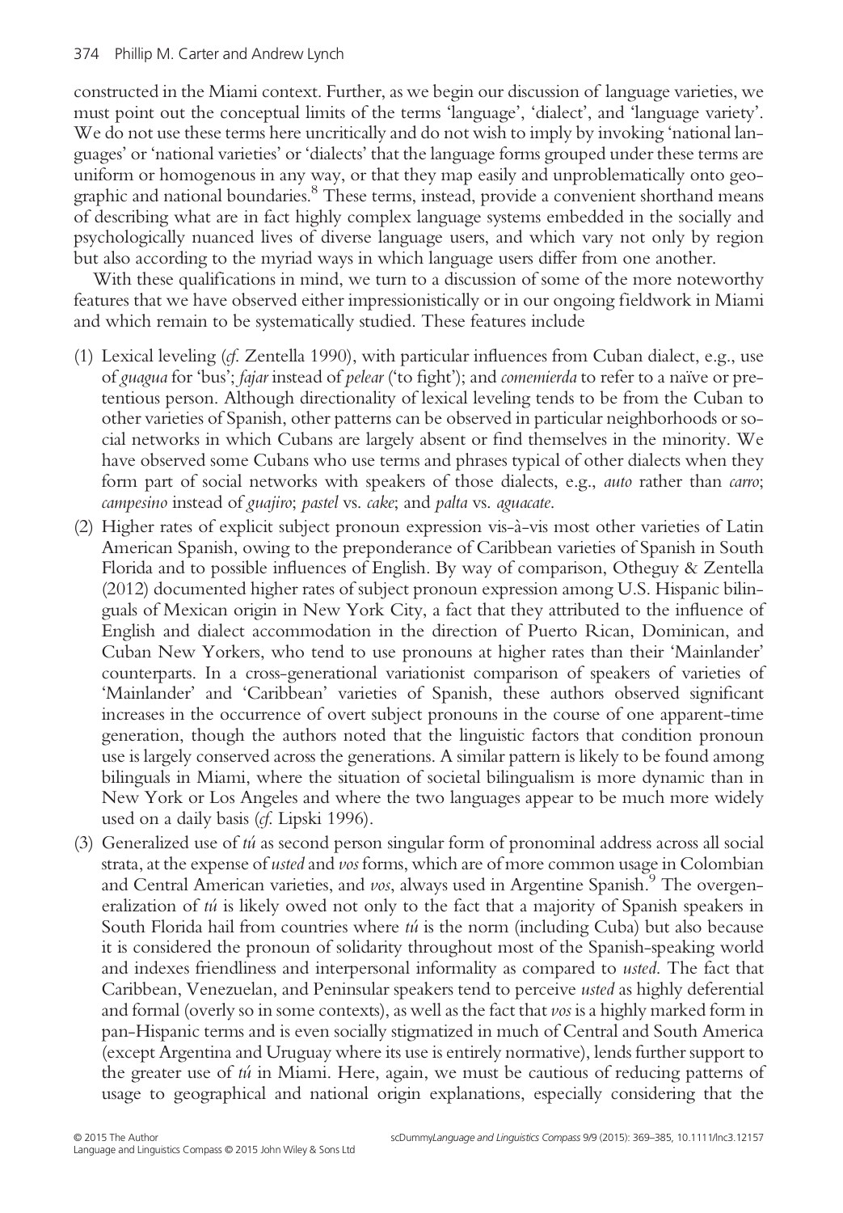constructed in the Miami context. Further, as we begin our discussion of language varieties, we must point out the conceptual limits of the terms 'language', 'dialect', and 'language variety'. We do not use these terms here uncritically and do not wish to imply by invoking 'national languages' or 'national varieties' or 'dialects' that the language forms grouped under these terms are uniform or homogenous in any way, or that they map easily and unproblematically onto geographic and national boundaries.[8] These terms, instead, provide a convenient shorthand means of describing what are in fact highly complex language systems embedded in the socially and psychologically nuanced lives of diverse language users, and which vary not only by region but also according to the myriad ways in which language users differ from one another.

With these qualifications in mind, we turn to a discussion of some of the more noteworthy features that we have observed either impressionistically or in our ongoing fieldwork in Miami and which remain to be systematically studied. These features include

(1) Lexical leveling (*cf.* Zentella 1990), with particular influences from Cuban dialect, e.g., use of *guagua* for 'bus'; *fajar* instead of *pelear* ('to fight'); and *comemierda* to refer to a naïve or pretentious person. Although directionality of lexical leveling tends to be from the Cuban to other varieties of Spanish, other patterns can be observed in particular neighborhoods or social networks in which Cubans are largely absent or find themselves in the minority. We have observed some Cubans who use terms and phrases typical of other dialects when they form part of social networks with speakers of those dialects, e.g., *auto* rather than *carro*; *campesino* instead of *guajiro*; *pastel* vs. *cake*; and *palta* vs. *aguacate*.

(2) Higher rates of explicit subject pronoun expression vis-à-vis most other varieties of Latin American Spanish, owing to the preponderance of Caribbean varieties of Spanish in South Florida and to possible influences of English. By way of comparison, Otheguy & Zentella (2012) documented higher rates of subject pronoun expression among U.S. Hispanic bilinguals of Mexican origin in New York City, a fact that they attributed to the influence of English and dialect accommodation in the direction of Puerto Rican, Dominican, and Cuban New Yorkers, who tend to use pronouns at higher rates than their 'Mainlander' counterparts. In a cross-generational variationist comparison of speakers of varieties of 'Mainlander' and 'Caribbean' varieties of Spanish, these authors observed significant increases in the occurrence of overt subject pronouns in the course of one apparent-time generation, though the authors noted that the linguistic factors that condition pronoun use is largely conserved across the generations. A similar pattern is likely to be found among bilinguals in Miami, where the situation of societal bilingualism is more dynamic than in New York or Los Angeles and where the two languages appear to be much more widely used on a daily basis (*cf.* Lipski 1996).

(3) Generalized use of *tú* as second person singular form of pronominal address across all social strata, at the expense of *usted* and *vos* forms, which are of more common usage in Colombian and Central American varieties, and *vos*, always used in Argentine Spanish.[9] The overgeneralization of *tú* is likely owed not only to the fact that a majority of Spanish speakers in South Florida hail from countries where *tú* is the norm (including Cuba) but also because it is considered the pronoun of solidarity throughout most of the Spanish-speaking world and indexes friendliness and interpersonal informality as compared to *usted*. The fact that Caribbean, Venezuelan, and Peninsular speakers tend to perceive *usted* as highly deferential and formal (overly so in some contexts), as well as the fact that *vos* is a highly marked form in pan-Hispanic terms and is even socially stigmatized in much of Central and South America (except Argentina and Uruguay where its use is entirely normative), lends further support to the greater use of *tú* in Miami. Here, again, we must be cautious of reducing patterns of usage to geographical and national origin explanations, especially considering that the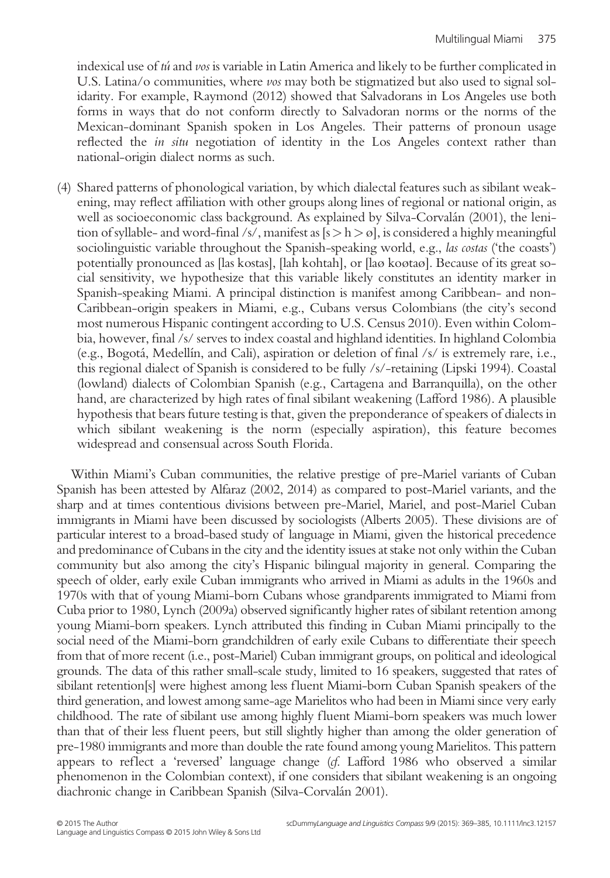indexical use of *tú* and *vos* is variable in Latin America and likely to be further complicated in U.S. Latina/o communities, where *vos* may both be stigmatized but also used to signal solidarity. For example, Raymond (2012) showed that Salvadorans in Los Angeles use both forms in ways that do not conform directly to Salvadoran norms or the norms of the Mexican-dominant Spanish spoken in Los Angeles. Their patterns of pronoun usage reflected the *in situ* negotiation of identity in the Los Angeles context rather than national-origin dialect norms as such.

(4) Shared patterns of phonological variation, by which dialectal features such as sibilant weakening, may reflect affiliation with other groups along lines of regional or national origin, as well as socioeconomic class background. As explained by Silva-Corvalán (2001), the lenition of syllable- and word-final /s/, manifest as [s > h > ø], is considered a highly meaningful sociolinguistic variable throughout the Spanish-speaking world, e.g., *las costas* ('the coasts') potentially pronounced as [las kostas], [lah kohtah], or [laø koøtaø]. Because of its great social sensitivity, we hypothesize that this variable likely constitutes an identity marker in Spanish-speaking Miami. A principal distinction is manifest among Caribbean- and non-Caribbean-origin speakers in Miami, e.g., Cubans versus Colombians (the city's second most numerous Hispanic contingent according to U.S. Census 2010). Even within Colombia, however, final /s/ serves to index coastal and highland identities. In highland Colombia (e.g., Bogotá, Medellín, and Cali), aspiration or deletion of final /s/ is extremely rare, i.e., this regional dialect of Spanish is considered to be fully /s/-retaining (Lipski 1994). Coastal (lowland) dialects of Colombian Spanish (e.g., Cartagena and Barranquilla), on the other hand, are characterized by high rates of final sibilant weakening (Lafford 1986). A plausible hypothesis that bears future testing is that, given the preponderance of speakers of dialects in which sibilant weakening is the norm (especially aspiration), this feature becomes widespread and consensual across South Florida.

Within Miami's Cuban communities, the relative prestige of pre-Mariel variants of Cuban Spanish has been attested by Alfaraz (2002, 2014) as compared to post-Mariel variants, and the sharp and at times contentious divisions between pre-Mariel, Mariel, and post-Mariel Cuban immigrants in Miami have been discussed by sociologists (Alberts 2005). These divisions are of particular interest to a broad-based study of language in Miami, given the historical precedence and predominance of Cubans in the city and the identity issues at stake not only within the Cuban community but also among the city's Hispanic bilingual majority in general. Comparing the speech of older, early exile Cuban immigrants who arrived in Miami as adults in the 1960s and 1970s with that of young Miami-born Cubans whose grandparents immigrated to Miami from Cuba prior to 1980, Lynch (2009a) observed significantly higher rates of sibilant retention among young Miami-born speakers. Lynch attributed this finding in Cuban Miami principally to the social need of the Miami-born grandchildren of early exile Cubans to differentiate their speech from that of more recent (i.e., post-Mariel) Cuban immigrant groups, on political and ideological grounds. The data of this rather small-scale study, limited to 16 speakers, suggested that rates of sibilant retention[s] were highest among less fluent Miami-born Cuban Spanish speakers of the third generation, and lowest among same-age Marielitos who had been in Miami since very early childhood. The rate of sibilant use among highly fluent Miami-born speakers was much lower than that of their less fluent peers, but still slightly higher than among the older generation of pre-1980 immigrants and more than double the rate found among young Marielitos. This pattern appears to reflect a 'reversed' language change (*cf.* Lafford 1986 who observed a similar phenomenon in the Colombian context), if one considers that sibilant weakening is an ongoing diachronic change in Caribbean Spanish (Silva-Corvalán 2001).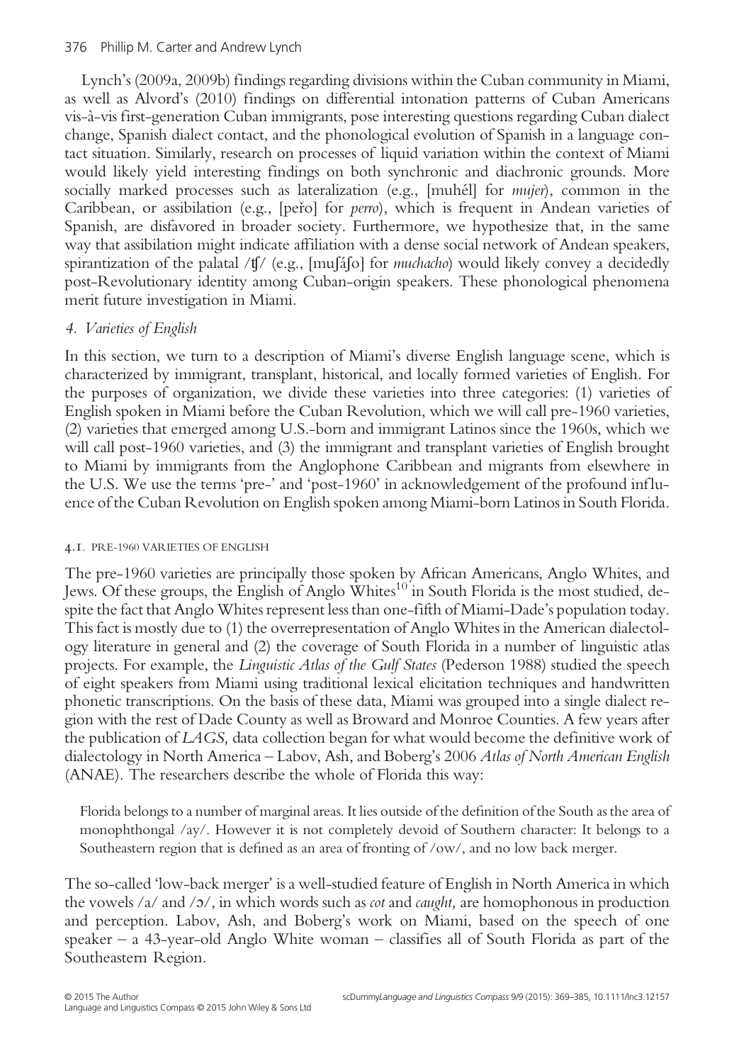Lynch's (2009a, 2009b) findings regarding divisions within the Cuban community in Miami, as well as Alvord's (2010) findings on differential intonation patterns of Cuban Americans vis-à-vis first-generation Cuban immigrants, pose interesting questions regarding Cuban dialect change, Spanish dialect contact, and the phonological evolution of Spanish in a language contact situation. Similarly, research on processes of liquid variation within the context of Miami would likely yield interesting findings on both synchronic and diachronic grounds. More socially marked processes such as lateralization (e.g., [muhél] for *mujer*), common in the Caribbean, or assibilation (e.g., [peřo] for *perro*), which is frequent in Andean varieties of Spanish, are disfavored in broader society. Furthermore, we hypothesize that, in the same way that assibilation might indicate affiliation with a dense social network of Andean speakers, spirantization of the palatal /ʧ/ (e.g., [muʃáʃo] for *muchacho*) would likely convey a decidedly post-Revolutionary identity among Cuban-origin speakers. These phonological phenomena merit future investigation in Miami.

## 4. Varieties of English

In this section, we turn to a description of Miami's diverse English language scene, which is characterized by immigrant, transplant, historical, and locally formed varieties of English. For the purposes of organization, we divide these varieties into three categories: (1) varieties of English spoken in Miami before the Cuban Revolution, which we will call pre-1960 varieties, (2) varieties that emerged among U.S.-born and immigrant Latinos since the 1960s, which we will call post-1960 varieties, and (3) the immigrant and transplant varieties of English brought to Miami by immigrants from the Anglophone Caribbean and migrants from elsewhere in the U.S. We use the terms 'pre-' and 'post-1960' in acknowledgement of the profound influence of the Cuban Revolution on English spoken among Miami-born Latinos in South Florida.

### 4.1. PRE-1960 VARIETIES OF ENGLISH

The pre-1960 varieties are principally those spoken by African Americans, Anglo Whites, and Jews. Of these groups, the English of Anglo Whites[10] in South Florida is the most studied, despite the fact that Anglo Whites represent less than one-fifth of Miami-Dade's population today. This fact is mostly due to (1) the overrepresentation of Anglo Whites in the American dialectology literature in general and (2) the coverage of South Florida in a number of linguistic atlas projects. For example, the *Linguistic Atlas of the Gulf States* (Pederson 1988) studied the speech of eight speakers from Miami using traditional lexical elicitation techniques and handwritten phonetic transcriptions. On the basis of these data, Miami was grouped into a single dialect region with the rest of Dade County as well as Broward and Monroe Counties. A few years after the publication of *LAGS,* data collection began for what would become the definitive work of dialectology in North America – Labov, Ash, and Boberg's 2006 *Atlas of North American English* (ANAE). The researchers describe the whole of Florida this way:

> Florida belongs to a number of marginal areas. It lies outside of the definition of the South as the area of monophthongal /ay/. However it is not completely devoid of Southern character: It belongs to a Southeastern region that is defined as an area of fronting of /ow/, and no low back merger.

The so-called 'low-back merger' is a well-studied feature of English in North America in which the vowels /a/ and /ɔ/, in which words such as *cot* and *caught,* are homophonous in production and perception. Labov, Ash, and Boberg's work on Miami, based on the speech of one speaker – a 43-year-old Anglo White woman – classifies all of South Florida as part of the Southeastern Region.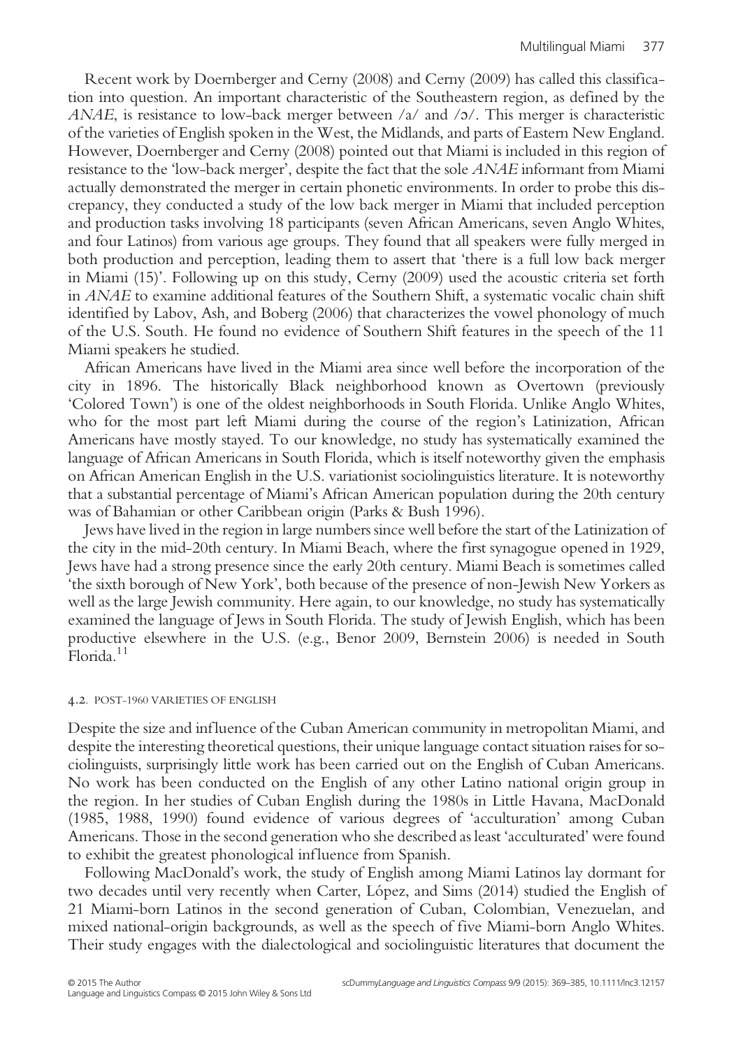Recent work by Doernberger and Cerny (2008) and Cerny (2009) has called this classification into question. An important characteristic of the Southeastern region, as defined by the *ANAE*, is resistance to low-back merger between /a/ and /ɔ/. This merger is characteristic of the varieties of English spoken in the West, the Midlands, and parts of Eastern New England. However, Doernberger and Cerny (2008) pointed out that Miami is included in this region of resistance to the 'low-back merger', despite the fact that the sole *ANAE* informant from Miami actually demonstrated the merger in certain phonetic environments. In order to probe this discrepancy, they conducted a study of the low back merger in Miami that included perception and production tasks involving 18 participants (seven African Americans, seven Anglo Whites, and four Latinos) from various age groups. They found that all speakers were fully merged in both production and perception, leading them to assert that 'there is a full low back merger in Miami (15)'. Following up on this study, Cerny (2009) used the acoustic criteria set forth in *ANAE* to examine additional features of the Southern Shift, a systematic vocalic chain shift identified by Labov, Ash, and Boberg (2006) that characterizes the vowel phonology of much of the U.S. South. He found no evidence of Southern Shift features in the speech of the 11 Miami speakers he studied.

African Americans have lived in the Miami area since well before the incorporation of the city in 1896. The historically Black neighborhood known as Overtown (previously 'Colored Town') is one of the oldest neighborhoods in South Florida. Unlike Anglo Whites, who for the most part left Miami during the course of the region's Latinization, African Americans have mostly stayed. To our knowledge, no study has systematically examined the language of African Americans in South Florida, which is itself noteworthy given the emphasis on African American English in the U.S. variationist sociolinguistics literature. It is noteworthy that a substantial percentage of Miami's African American population during the 20th century was of Bahamian or other Caribbean origin (Parks & Bush 1996).

Jews have lived in the region in large numbers since well before the start of the Latinization of the city in the mid-20th century. In Miami Beach, where the first synagogue opened in 1929, Jews have had a strong presence since the early 20th century. Miami Beach is sometimes called 'the sixth borough of New York', both because of the presence of non-Jewish New Yorkers as well as the large Jewish community. Here again, to our knowledge, no study has systematically examined the language of Jews in South Florida. The study of Jewish English, which has been productive elsewhere in the U.S. (e.g., Benor 2009, Bernstein 2006) is needed in South Florida.[11]

### 4.2. POST-1960 VARIETIES OF ENGLISH

Despite the size and influence of the Cuban American community in metropolitan Miami, and despite the interesting theoretical questions, their unique language contact situation raises for sociolinguists, surprisingly little work has been carried out on the English of Cuban Americans. No work has been conducted on the English of any other Latino national origin group in the region. In her studies of Cuban English during the 1980s in Little Havana, MacDonald (1985, 1988, 1990) found evidence of various degrees of 'acculturation' among Cuban Americans. Those in the second generation who she described as least 'acculturated' were found to exhibit the greatest phonological influence from Spanish.

Following MacDonald's work, the study of English among Miami Latinos lay dormant for two decades until very recently when Carter, López, and Sims (2014) studied the English of 21 Miami-born Latinos in the second generation of Cuban, Colombian, Venezuelan, and mixed national-origin backgrounds, as well as the speech of five Miami-born Anglo Whites. Their study engages with the dialectological and sociolinguistic literatures that document the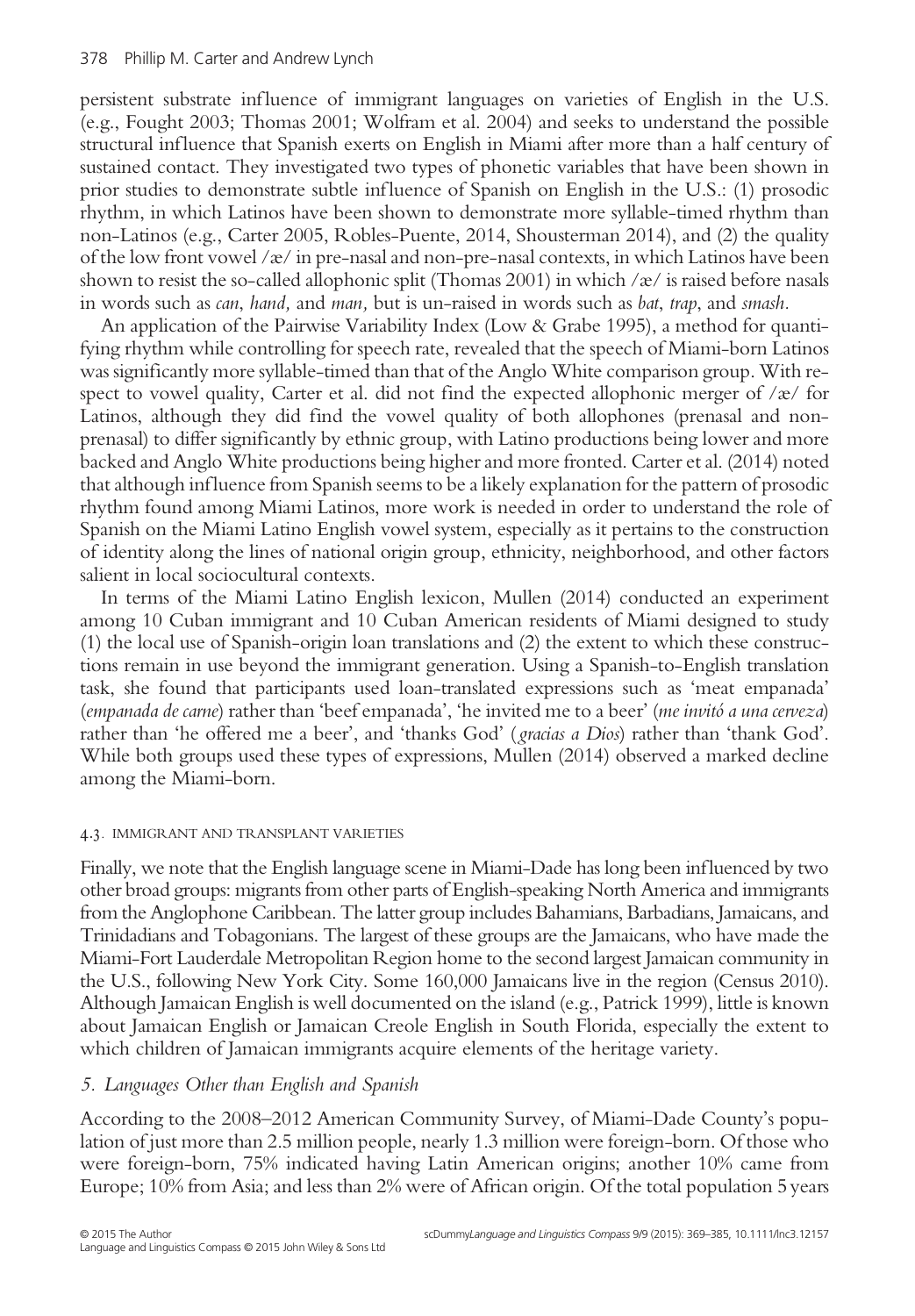persistent substrate influence of immigrant languages on varieties of English in the U.S. (e.g., Fought 2003; Thomas 2001; Wolfram et al. 2004) and seeks to understand the possible structural influence that Spanish exerts on English in Miami after more than a half century of sustained contact. They investigated two types of phonetic variables that have been shown in prior studies to demonstrate subtle influence of Spanish on English in the U.S.: (1) prosodic rhythm, in which Latinos have been shown to demonstrate more syllable-timed rhythm than non-Latinos (e.g., Carter 2005, Robles-Puente, 2014, Shousterman 2014), and (2) the quality of the low front vowel /æ/ in pre-nasal and non-pre-nasal contexts, in which Latinos have been shown to resist the so-called allophonic split (Thomas 2001) in which /æ/ is raised before nasals in words such as *can*, *hand,* and *man,* but is un-raised in words such as *bat*, *trap*, and *smash*.

An application of the Pairwise Variability Index (Low & Grabe 1995), a method for quantifying rhythm while controlling for speech rate, revealed that the speech of Miami-born Latinos was significantly more syllable-timed than that of the Anglo White comparison group. With respect to vowel quality, Carter et al. did not find the expected allophonic merger of /æ/ for Latinos, although they did find the vowel quality of both allophones (prenasal and non-prenasal) to differ significantly by ethnic group, with Latino productions being lower and more backed and Anglo White productions being higher and more fronted. Carter et al. (2014) noted that although influence from Spanish seems to be a likely explanation for the pattern of prosodic rhythm found among Miami Latinos, more work is needed in order to understand the role of Spanish on the Miami Latino English vowel system, especially as it pertains to the construction of identity along the lines of national origin group, ethnicity, neighborhood, and other factors salient in local sociocultural contexts.

In terms of the Miami Latino English lexicon, Mullen (2014) conducted an experiment among 10 Cuban immigrant and 10 Cuban American residents of Miami designed to study (1) the local use of Spanish-origin loan translations and (2) the extent to which these constructions remain in use beyond the immigrant generation. Using a Spanish-to-English translation task, she found that participants used loan-translated expressions such as 'meat empanada' (*empanada de carne*) rather than 'beef empanada', 'he invited me to a beer' (*me invitó a una cerveza*) rather than 'he offered me a beer', and 'thanks God' (*gracias a Dios*) rather than 'thank God'. While both groups used these types of expressions, Mullen (2014) observed a marked decline among the Miami-born.

#### 4.3. Immigrant and Transplant Varieties

Finally, we note that the English language scene in Miami-Dade has long been influenced by two other broad groups: migrants from other parts of English-speaking North America and immigrants from the Anglophone Caribbean. The latter group includes Bahamians, Barbadians, Jamaicans, and Trinidadians and Tobagonians. The largest of these groups are the Jamaicans, who have made the Miami-Fort Lauderdale Metropolitan Region home to the second largest Jamaican community in the U.S., following New York City. Some 160,000 Jamaicans live in the region (Census 2010). Although Jamaican English is well documented on the island (e.g., Patrick 1999), little is known about Jamaican English or Jamaican Creole English in South Florida, especially the extent to which children of Jamaican immigrants acquire elements of the heritage variety.

### 5. Languages Other than English and Spanish

According to the 2008–2012 American Community Survey, of Miami-Dade County's population of just more than 2.5 million people, nearly 1.3 million were foreign-born. Of those who were foreign-born, 75% indicated having Latin American origins; another 10% came from Europe; 10% from Asia; and less than 2% were of African origin. Of the total population 5 years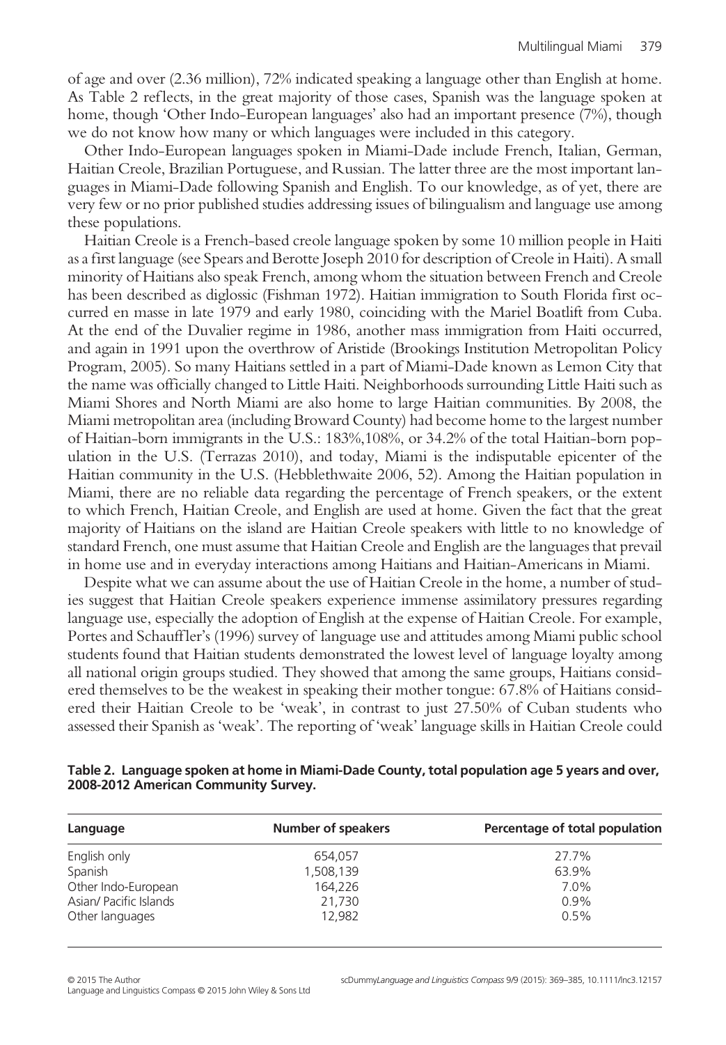of age and over (2.36 million), 72% indicated speaking a language other than English at home. As Table 2 reflects, in the great majority of those cases, Spanish was the language spoken at home, though 'Other Indo-European languages' also had an important presence (7%), though we do not know how many or which languages were included in this category.

Other Indo-European languages spoken in Miami-Dade include French, Italian, German, Haitian Creole, Brazilian Portuguese, and Russian. The latter three are the most important languages in Miami-Dade following Spanish and English. To our knowledge, as of yet, there are very few or no prior published studies addressing issues of bilingualism and language use among these populations.

Haitian Creole is a French-based creole language spoken by some 10 million people in Haiti as a first language (see Spears and Berotte Joseph 2010 for description of Creole in Haiti). A small minority of Haitians also speak French, among whom the situation between French and Creole has been described as diglossic (Fishman 1972). Haitian immigration to South Florida first occurred en masse in late 1979 and early 1980, coinciding with the Mariel Boatlift from Cuba. At the end of the Duvalier regime in 1986, another mass immigration from Haiti occurred, and again in 1991 upon the overthrow of Aristide (Brookings Institution Metropolitan Policy Program, 2005). So many Haitians settled in a part of Miami-Dade known as Lemon City that the name was officially changed to Little Haiti. Neighborhoods surrounding Little Haiti such as Miami Shores and North Miami are also home to large Haitian communities. By 2008, the Miami metropolitan area (including Broward County) had become home to the largest number of Haitian-born immigrants in the U.S.: 183%,108%, or 34.2% of the total Haitian-born population in the U.S. (Terrazas 2010), and today, Miami is the indisputable epicenter of the Haitian community in the U.S. (Hebblethwaite 2006, 52). Among the Haitian population in Miami, there are no reliable data regarding the percentage of French speakers, or the extent to which French, Haitian Creole, and English are used at home. Given the fact that the great majority of Haitians on the island are Haitian Creole speakers with little to no knowledge of standard French, one must assume that Haitian Creole and English are the languages that prevail in home use and in everyday interactions among Haitians and Haitian-Americans in Miami.

Despite what we can assume about the use of Haitian Creole in the home, a number of studies suggest that Haitian Creole speakers experience immense assimilatory pressures regarding language use, especially the adoption of English at the expense of Haitian Creole. For example, Portes and Schauffler's (1996) survey of language use and attitudes among Miami public school students found that Haitian students demonstrated the lowest level of language loyalty among all national origin groups studied. They showed that among the same groups, Haitians considered themselves to be the weakest in speaking their mother tongue: 67.8% of Haitians considered their Haitian Creole to be 'weak', in contrast to just 27.50% of Cuban students who assessed their Spanish as 'weak'. The reporting of 'weak' language skills in Haitian Creole could

**Table 2. Language spoken at home in Miami-Dade County, total population age 5 years and over, 2008-2012 American Community Survey.**

| Language | Number of speakers | Percentage of total population |
|---|---|---|
| English only | 654,057 | 27.7% |
| Spanish | 1,508,139 | 63.9% |
| Other Indo-European | 164,226 | 7.0% |
| Asian/ Pacific Islands | 21,730 | 0.9% |
| Other languages | 12,982 | 0.5% |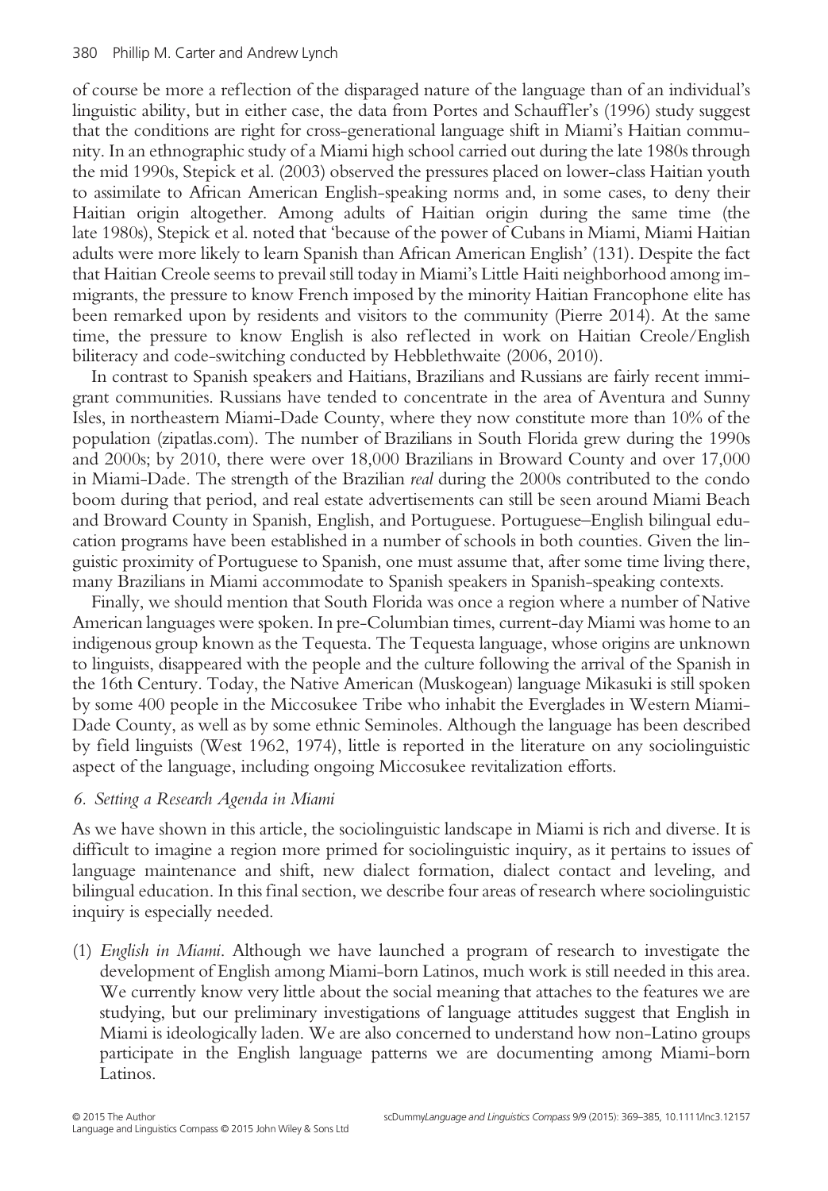of course be more a reflection of the disparaged nature of the language than of an individual's linguistic ability, but in either case, the data from Portes and Schauffler's (1996) study suggest that the conditions are right for cross-generational language shift in Miami's Haitian community. In an ethnographic study of a Miami high school carried out during the late 1980s through the mid 1990s, Stepick et al. (2003) observed the pressures placed on lower-class Haitian youth to assimilate to African American English-speaking norms and, in some cases, to deny their Haitian origin altogether. Among adults of Haitian origin during the same time (the late 1980s), Stepick et al. noted that 'because of the power of Cubans in Miami, Miami Haitian adults were more likely to learn Spanish than African American English' (131). Despite the fact that Haitian Creole seems to prevail still today in Miami's Little Haiti neighborhood among immigrants, the pressure to know French imposed by the minority Haitian Francophone elite has been remarked upon by residents and visitors to the community (Pierre 2014). At the same time, the pressure to know English is also reflected in work on Haitian Creole/English biliteracy and code-switching conducted by Hebblethwaite (2006, 2010).

In contrast to Spanish speakers and Haitians, Brazilians and Russians are fairly recent immigrant communities. Russians have tended to concentrate in the area of Aventura and Sunny Isles, in northeastern Miami-Dade County, where they now constitute more than 10% of the population (zipatlas.com). The number of Brazilians in South Florida grew during the 1990s and 2000s; by 2010, there were over 18,000 Brazilians in Broward County and over 17,000 in Miami-Dade. The strength of the Brazilian *real* during the 2000s contributed to the condo boom during that period, and real estate advertisements can still be seen around Miami Beach and Broward County in Spanish, English, and Portuguese. Portuguese–English bilingual education programs have been established in a number of schools in both counties. Given the linguistic proximity of Portuguese to Spanish, one must assume that, after some time living there, many Brazilians in Miami accommodate to Spanish speakers in Spanish-speaking contexts.

Finally, we should mention that South Florida was once a region where a number of Native American languages were spoken. In pre-Columbian times, current-day Miami was home to an indigenous group known as the Tequesta. The Tequesta language, whose origins are unknown to linguists, disappeared with the people and the culture following the arrival of the Spanish in the 16th Century. Today, the Native American (Muskogean) language Mikasuki is still spoken by some 400 people in the Miccosukee Tribe who inhabit the Everglades in Western Miami-Dade County, as well as by some ethnic Seminoles. Although the language has been described by field linguists (West 1962, 1974), little is reported in the literature on any sociolinguistic aspect of the language, including ongoing Miccosukee revitalization efforts.

## *6. Setting a Research Agenda in Miami*

As we have shown in this article, the sociolinguistic landscape in Miami is rich and diverse. It is difficult to imagine a region more primed for sociolinguistic inquiry, as it pertains to issues of language maintenance and shift, new dialect formation, dialect contact and leveling, and bilingual education. In this final section, we describe four areas of research where sociolinguistic inquiry is especially needed.

(1) *English in Miami*. Although we have launched a program of research to investigate the development of English among Miami-born Latinos, much work is still needed in this area. We currently know very little about the social meaning that attaches to the features we are studying, but our preliminary investigations of language attitudes suggest that English in Miami is ideologically laden. We are also concerned to understand how non-Latino groups participate in the English language patterns we are documenting among Miami-born Latinos.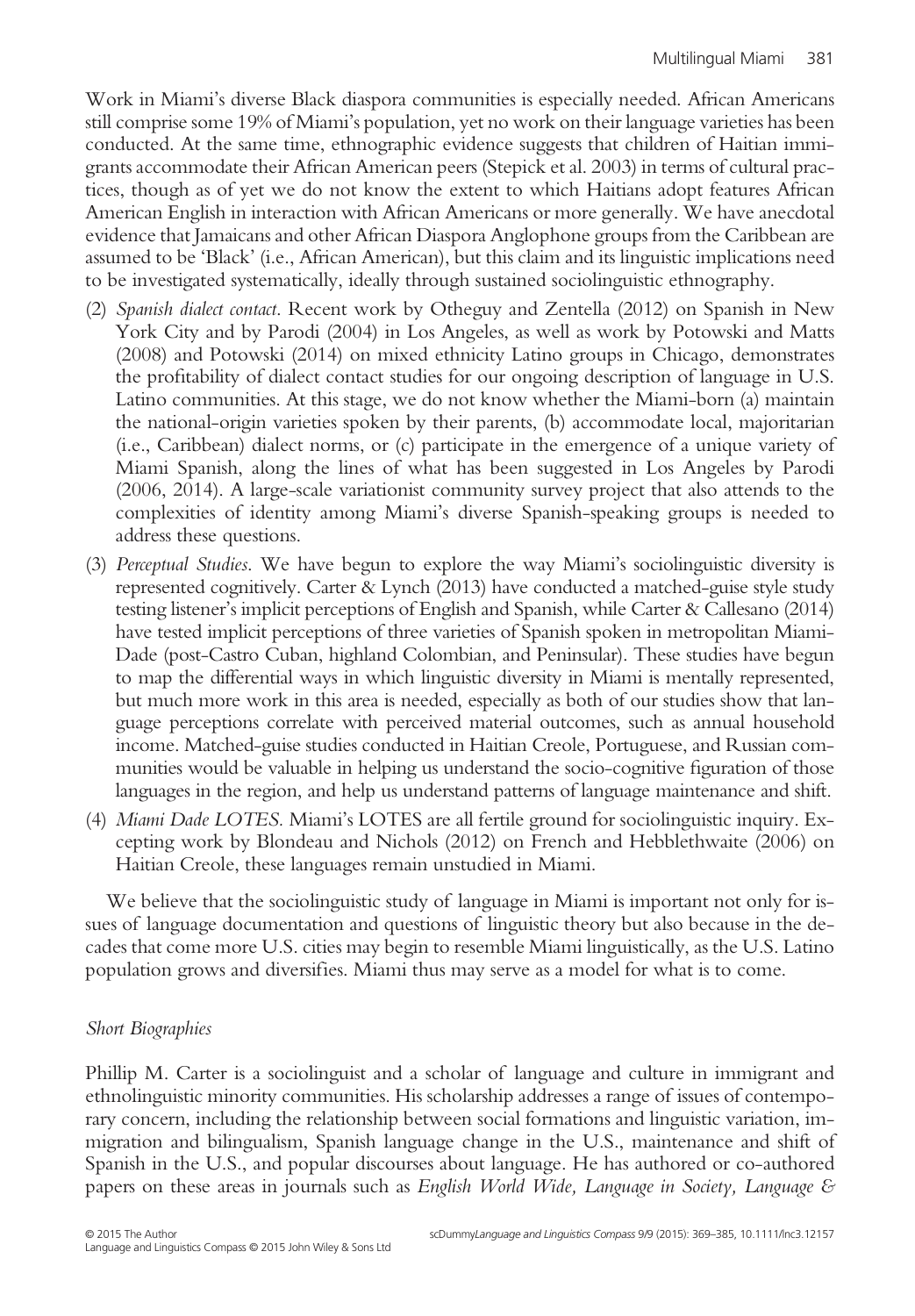Work in Miami's diverse Black diaspora communities is especially needed. African Americans still comprise some 19% of Miami's population, yet no work on their language varieties has been conducted. At the same time, ethnographic evidence suggests that children of Haitian immigrants accommodate their African American peers (Stepick et al. 2003) in terms of cultural practices, though as of yet we do not know the extent to which Haitians adopt features African American English in interaction with African Americans or more generally. We have anecdotal evidence that Jamaicans and other African Diaspora Anglophone groups from the Caribbean are assumed to be 'Black' (i.e., African American), but this claim and its linguistic implications need to be investigated systematically, ideally through sustained sociolinguistic ethnography.

(2) *Spanish dialect contact*. Recent work by Otheguy and Zentella (2012) on Spanish in New York City and by Parodi (2004) in Los Angeles, as well as work by Potowski and Matts (2008) and Potowski (2014) on mixed ethnicity Latino groups in Chicago, demonstrates the profitability of dialect contact studies for our ongoing description of language in U.S. Latino communities. At this stage, we do not know whether the Miami-born (a) maintain the national-origin varieties spoken by their parents, (b) accommodate local, majoritarian (i.e., Caribbean) dialect norms, or (c) participate in the emergence of a unique variety of Miami Spanish, along the lines of what has been suggested in Los Angeles by Parodi (2006, 2014). A large-scale variationist community survey project that also attends to the complexities of identity among Miami's diverse Spanish-speaking groups is needed to address these questions.

(3) *Perceptual Studies*. We have begun to explore the way Miami's sociolinguistic diversity is represented cognitively. Carter & Lynch (2013) have conducted a matched-guise style study testing listener's implicit perceptions of English and Spanish, while Carter & Callesano (2014) have tested implicit perceptions of three varieties of Spanish spoken in metropolitan Miami-Dade (post-Castro Cuban, highland Colombian, and Peninsular). These studies have begun to map the differential ways in which linguistic diversity in Miami is mentally represented, but much more work in this area is needed, especially as both of our studies show that language perceptions correlate with perceived material outcomes, such as annual household income. Matched-guise studies conducted in Haitian Creole, Portuguese, and Russian communities would be valuable in helping us understand the socio-cognitive figuration of those languages in the region, and help us understand patterns of language maintenance and shift.

(4) *Miami Dade LOTES*. Miami's LOTES are all fertile ground for sociolinguistic inquiry. Excepting work by Blondeau and Nichols (2012) on French and Hebblethwaite (2006) on Haitian Creole, these languages remain unstudied in Miami.

We believe that the sociolinguistic study of language in Miami is important not only for issues of language documentation and questions of linguistic theory but also because in the decades that come more U.S. cities may begin to resemble Miami linguistically, as the U.S. Latino population grows and diversifies. Miami thus may serve as a model for what is to come.

### *Short Biographies*

Phillip M. Carter is a sociolinguist and a scholar of language and culture in immigrant and ethnolinguistic minority communities. His scholarship addresses a range of issues of contemporary concern, including the relationship between social formations and linguistic variation, immigration and bilingualism, Spanish language change in the U.S., maintenance and shift of Spanish in the U.S., and popular discourses about language. He has authored or co-authored papers on these areas in journals such as *English World Wide, Language in Society, Language &*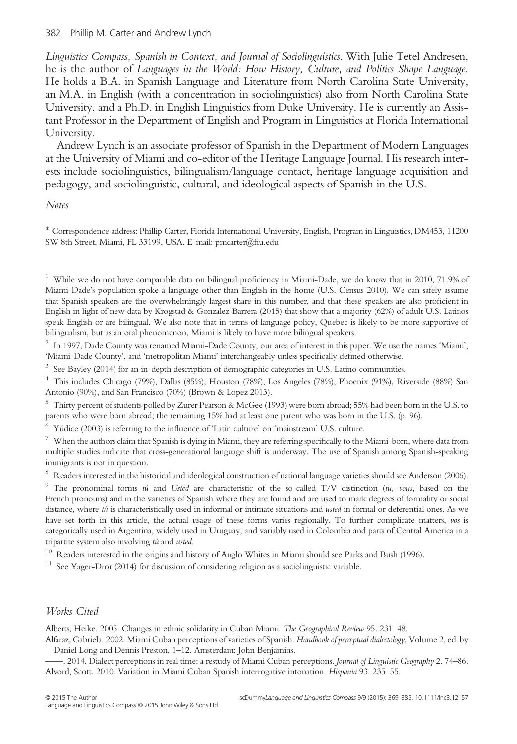*Linguistics Compass, Spanish in Context,* and *Journal of Sociolinguistics*. With Julie Tetel Andresen, he is the author of *Languages in the World: How History, Culture, and Politics Shape Language*. He holds a B.A. in Spanish Language and Literature from North Carolina State University, an M.A. in English (with a concentration in sociolinguistics) also from North Carolina State University, and a Ph.D. in English Linguistics from Duke University. He is currently an Assistant Professor in the Department of English and Program in Linguistics at Florida International University.

Andrew Lynch is an associate professor of Spanish in the Department of Modern Languages at the University of Miami and co-editor of the Heritage Language Journal. His research interests include sociolinguistics, bilingualism/language contact, heritage language acquisition and pedagogy, and sociolinguistic, cultural, and ideological aspects of Spanish in the U.S.

*Notes*

* Correspondence address: Phillip Carter, Florida International University, English, Program in Linguistics, DM453, 11200 SW 8th Street, Miami, FL 33199, USA. E-mail: pmcarter@fiu.edu

[1] While we do not have comparable data on bilingual proficiency in Miami-Dade, we do know that in 2010, 71.9% of Miami-Dade's population spoke a language other than English in the home (U.S. Census 2010). We can safely assume that Spanish speakers are the overwhelmingly largest share in this number, and that these speakers are also proficient in English in light of new data by Krogstad & Gonzalez-Barrera (2015) that show that a majority (62%) of adult U.S. Latinos speak English or are bilingual. We also note that in terms of language policy, Quebec is likely to be more supportive of bilingualism, but as an oral phenomenon, Miami is likely to have more bilingual speakers.

[2] In 1997, Dade County was renamed Miami-Dade County, our area of interest in this paper. We use the names 'Miami', 'Miami-Dade County', and 'metropolitan Miami' interchangeably unless specifically defined otherwise.

[3] See Bayley (2014) for an in-depth description of demographic categories in U.S. Latino communities.

[4] This includes Chicago (79%), Dallas (85%), Houston (78%), Los Angeles (78%), Phoenix (91%), Riverside (88%) San Antonio (90%), and San Francisco (70%) (Brown & Lopez 2013).

[5] Thirty percent of students polled by Zurer Pearson & McGee (1993) were born abroad; 55% had been born in the U.S. to parents who were born abroad; the remaining 15% had at least one parent who was born in the U.S. (p. 96).

[6] Yúdice (2003) is referring to the influence of 'Latin culture' on 'mainstream' U.S. culture.

[7] When the authors claim that Spanish is dying in Miami, they are referring specifically to the Miami-born, where data from multiple studies indicate that cross-generational language shift is underway. The use of Spanish among Spanish-speaking immigrants is not in question.

[8] Readers interested in the historical and ideological construction of national language varieties should see Anderson (2006).

[9] The pronominal forms *tú* and *Usted* are characteristic of the so-called T/V distinction (*tu, vous*, based on the French pronouns) and in the varieties of Spanish where they are found and are used to mark degrees of formality or social distance, where *tú* is characteristically used in informal or intimate situations and *usted* in formal or deferential ones. As we have set forth in this article, the actual usage of these forms varies regionally. To further complicate matters, *vos* is categorically used in Argentina, widely used in Uruguay, and variably used in Colombia and parts of Central America in a tripartite system also involving *tú* and *usted*.

[10] Readers interested in the origins and history of Anglo Whites in Miami should see Parks and Bush (1996).

[11] See Yager-Dror (2014) for discussion of considering religion as a sociolinguistic variable.

## *Works Cited*

Alberts, Heike. 2005. Changes in ethnic solidarity in Cuban Miami. *The Geographical Review* 95. 231–48.

Alfaraz, Gabriela. 2002. Miami Cuban perceptions of varieties of Spanish. *Handbook of perceptual dialectology*, Volume 2, ed. by Daniel Long and Dennis Preston, 1–12. Amsterdam: John Benjamins.

——. 2014. Dialect perceptions in real time: a restudy of Miami Cuban perceptions. *Journal of Linguistic Geography* 2. 74–86.

Alvord, Scott. 2010. Variation in Miami Cuban Spanish interrogative intonation. *Hispania* 93. 235–55.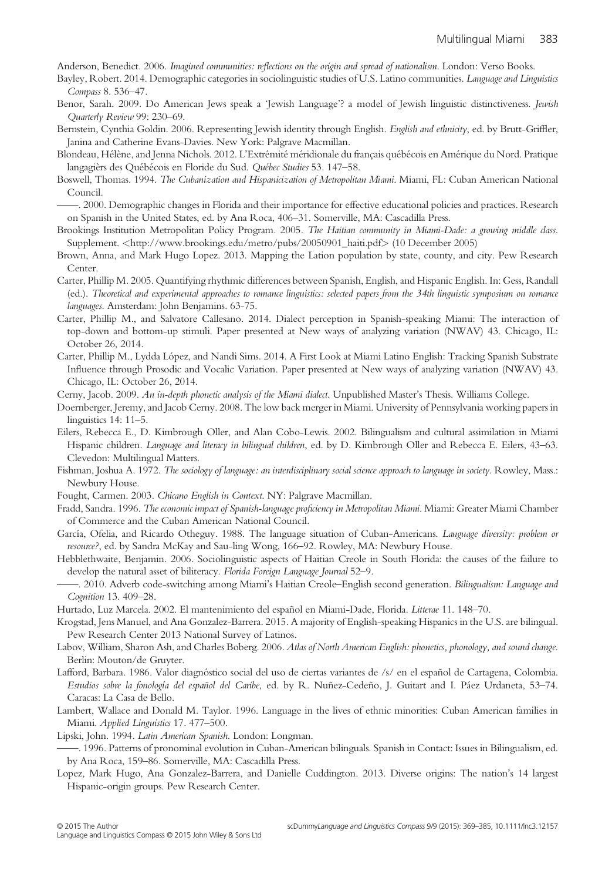Anderson, Benedict. 2006. *Imagined communities: reflections on the origin and spread of nationalism*. London: Verso Books.

Bayley, Robert. 2014. Demographic categories in sociolinguistic studies of U.S. Latino communities. *Language and Linguistics Compass* 8. 536–47.

Benor, Sarah. 2009. Do American Jews speak a 'Jewish Language'? a model of Jewish linguistic distinctiveness. *Jewish Quarterly Review* 99: 230–69.

Bernstein, Cynthia Goldin. 2006. Representing Jewish identity through English. *English and ethnicity*, ed. by Brutt-Griffler, Janina and Catherine Evans-Davies. New York: Palgrave Macmillan.

Blondeau, Hélène, and Jenna Nichols. 2012. L'Extrémité méridionale du français québécois en Amérique du Nord. Pratique langagièrs des Québécois en Floride du Sud. *Québec Studies* 53. 147–58.

Boswell, Thomas. 1994. *The Cubanization and Hispanicization of Metropolitan Miami*. Miami, FL: Cuban American National Council.

——. 2000. Demographic changes in Florida and their importance for effective educational policies and practices. Research on Spanish in the United States, ed. by Ana Roca, 406–31. Somerville, MA: Cascadilla Press.

Brookings Institution Metropolitan Policy Program. 2005. *The Haitian community in Miami-Dade: a growing middle class*. Supplement. <http://www.brookings.edu/metro/pubs/20050901_haiti.pdf> (10 December 2005)

Brown, Anna, and Mark Hugo Lopez. 2013. Mapping the Lation population by state, county, and city. Pew Research Center.

Carter, Phillip M. 2005. Quantifying rhythmic differences between Spanish, English, and Hispanic English. In: Gess, Randall (ed.). *Theoretical and experimental approaches to romance linguistics: selected papers from the 34th linguistic symposium on romance languages*. Amsterdam: John Benjamins. 63-75.

Carter, Phillip M., and Salvatore Callesano. 2014. Dialect perception in Spanish-speaking Miami: The interaction of top-down and bottom-up stimuli. Paper presented at New ways of analyzing variation (NWAV) 43. Chicago, IL: October 26, 2014.

Carter, Phillip M., Lydda López, and Nandi Sims. 2014. A First Look at Miami Latino English: Tracking Spanish Substrate Influence through Prosodic and Vocalic Variation. Paper presented at New ways of analyzing variation (NWAV) 43. Chicago, IL: October 26, 2014.

Cerny, Jacob. 2009. *An in-depth phonetic analysis of the Miami dialect*. Unpublished Master's Thesis. Williams College.

Doernberger, Jeremy, and Jacob Cerny. 2008. The low back merger in Miami. University of Pennsylvania working papers in linguistics 14: 11–5.

Eilers, Rebecca E., D. Kimbrough Oller, and Alan Cobo-Lewis. 2002. Bilingualism and cultural assimilation in Miami Hispanic children. *Language and literacy in bilingual children*, ed. by D. Kimbrough Oller and Rebecca E. Eilers, 43–63. Clevedon: Multilingual Matters.

Fishman, Joshua A. 1972. *The sociology of language: an interdisciplinary social science approach to language in society*. Rowley, Mass.: Newbury House.

Fought, Carmen. 2003. *Chicano English in Context*. NY: Palgrave Macmillan.

Fradd, Sandra. 1996. *The economic impact of Spanish-language proficiency in Metropolitan Miami*. Miami: Greater Miami Chamber of Commerce and the Cuban American National Council.

García, Ofelia, and Ricardo Otheguy. 1988. The language situation of Cuban-Americans. *Language diversity: problem or resource?*, ed. by Sandra McKay and Sau-ling Wong, 166–92. Rowley, MA: Newbury House.

Hebblethwaite, Benjamin. 2006. Sociolinguistic aspects of Haitian Creole in South Florida: the causes of the failure to develop the natural asset of biliteracy. *Florida Foreign Language Journal* 52–9.

——. 2010. Adverb code-switching among Miami's Haitian Creole–English second generation. *Bilingualism: Language and Cognition* 13. 409–28.

Hurtado, Luz Marcela. 2002. El mantenimiento del español en Miami-Dade, Florida. *Litterae* 11. 148–70.

Krogstad, Jens Manuel, and Ana Gonzalez-Barrera. 2015. A majority of English-speaking Hispanics in the U.S. are bilingual. Pew Research Center 2013 National Survey of Latinos.

Labov, William, Sharon Ash, and Charles Boberg. 2006. *Atlas of North American English: phonetics, phonology, and sound change*. Berlin: Mouton/de Gruyter.

Lafford, Barbara. 1986. Valor diagnóstico social del uso de ciertas variantes de /s/ en el español de Cartagena, Colombia. *Estudios sobre la fonología del español del Caribe*, ed. by R. Nuñez-Cedeño, J. Guitart and I. Páez Urdaneta, 53–74. Caracas: La Casa de Bello.

Lambert, Wallace and Donald M. Taylor. 1996. Language in the lives of ethnic minorities: Cuban American families in Miami. *Applied Linguistics* 17. 477–500.

Lipski, John. 1994. *Latin American Spanish*. London: Longman.

——. 1996. Patterns of pronominal evolution in Cuban-American bilinguals. Spanish in Contact: Issues in Bilingualism, ed. by Ana Roca, 159–86. Somerville, MA: Cascadilla Press.

Lopez, Mark Hugo, Ana Gonzalez-Barrera, and Danielle Cuddington. 2013. Diverse origins: The nation's 14 largest Hispanic-origin groups. Pew Research Center.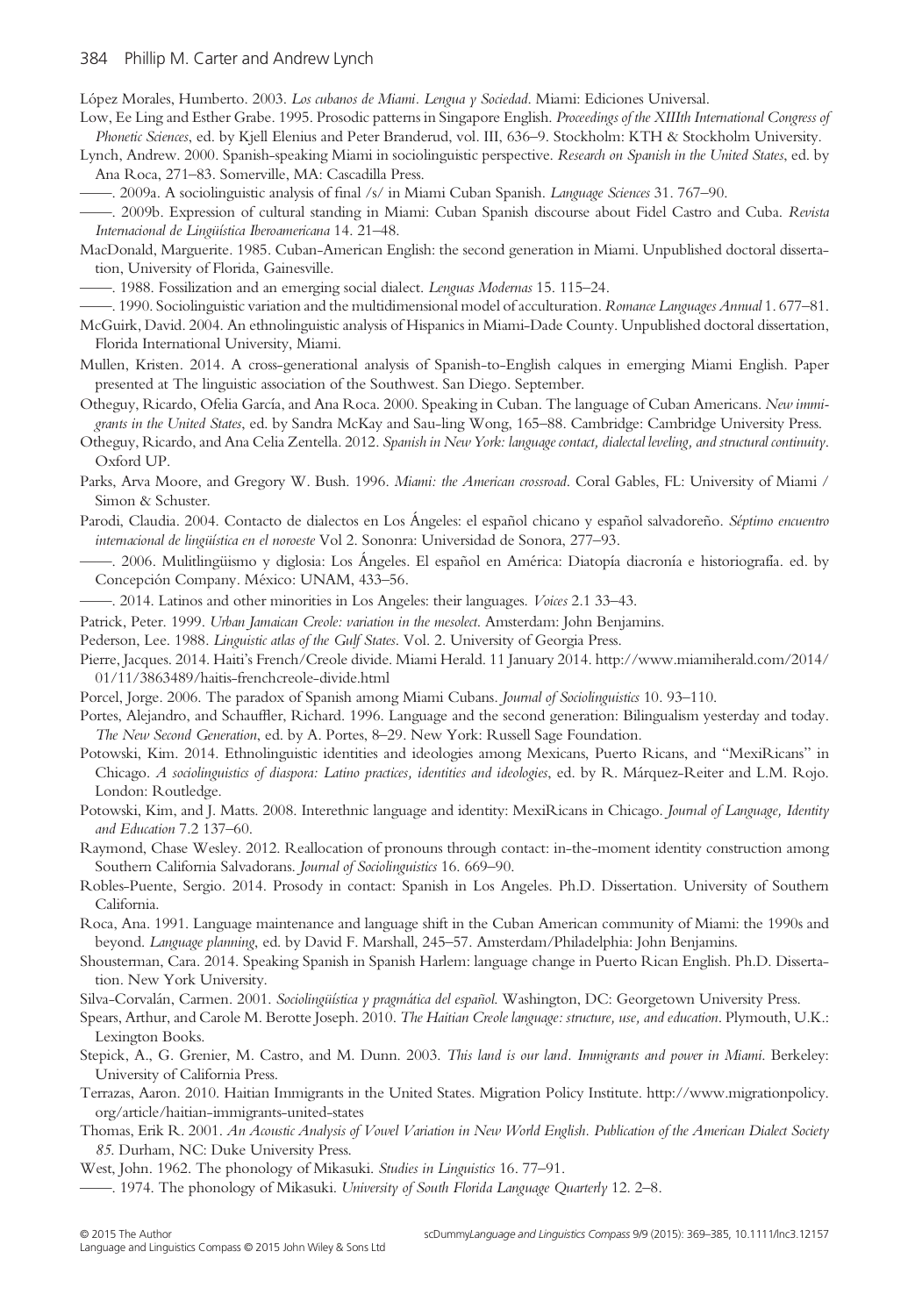López Morales, Humberto. 2003. *Los cubanos de Miami. Lengua y Sociedad*. Miami: Ediciones Universal.

Low, Ee Ling and Esther Grabe. 1995. Prosodic patterns in Singapore English. *Proceedings of the XIIIth International Congress of Phonetic Sciences*, ed. by Kjell Elenius and Peter Branderud, vol. III, 636–9. Stockholm: KTH & Stockholm University.

Lynch, Andrew. 2000. Spanish-speaking Miami in sociolinguistic perspective. *Research on Spanish in the United States*, ed. by Ana Roca, 271–83. Somerville, MA: Cascadilla Press.

——. 2009a. A sociolinguistic analysis of final /s/ in Miami Cuban Spanish. *Language Sciences* 31. 767–90.

——. 2009b. Expression of cultural standing in Miami: Cuban Spanish discourse about Fidel Castro and Cuba. *Revista Internacional de Lingüística Iberoamericana* 14. 21–48.

MacDonald, Marguerite. 1985. Cuban-American English: the second generation in Miami. Unpublished doctoral dissertation, University of Florida, Gainesville.

——. 1988. Fossilization and an emerging social dialect. *Lenguas Modernas* 15. 115–24.

——. 1990. Sociolinguistic variation and the multidimensional model of acculturation. *Romance Languages Annual* 1. 677–81.

McGuirk, David. 2004. An ethnolinguistic analysis of Hispanics in Miami-Dade County. Unpublished doctoral dissertation, Florida International University, Miami.

Mullen, Kristen. 2014. A cross-generational analysis of Spanish-to-English calques in emerging Miami English. Paper presented at The linguistic association of the Southwest. San Diego. September.

Otheguy, Ricardo, Ofelia García, and Ana Roca. 2000. Speaking in Cuban. The language of Cuban Americans. *New immigrants in the United States*, ed. by Sandra McKay and Sau-ling Wong, 165–88. Cambridge: Cambridge University Press.

Otheguy, Ricardo, and Ana Celia Zentella. 2012. *Spanish in New York: language contact, dialectal leveling, and structural continuity*. Oxford UP.

Parks, Arva Moore, and Gregory W. Bush. 1996. *Miami: the American crossroad*. Coral Gables, FL: University of Miami / Simon & Schuster.

Parodi, Claudia. 2004. Contacto de dialectos en Los Ángeles: el español chicano y español salvadoreño. *Séptimo encuentro internacional de lingüística en el noroeste* Vol 2. Sononra: Universidad de Sonora, 277–93.

——. 2006. Mulitlingüismo y diglosia: Los Ángeles. El español en América: Diatopía diacronía e historiografía. ed. by Concepción Company. México: UNAM, 433–56.

——. 2014. Latinos and other minorities in Los Angeles: their languages. *Voices* 2.1 33–43.

Patrick, Peter. 1999. *Urban Jamaican Creole: variation in the mesolect*. Amsterdam: John Benjamins.

Pederson, Lee. 1988. *Linguistic atlas of the Gulf States*. Vol. 2. University of Georgia Press.

Pierre, Jacques. 2014. Haiti's French/Creole divide. Miami Herald. 11 January 2014. http://www.miamiherald.com/2014/01/11/3863489/haitis-frenchcreole-divide.html

Porcel, Jorge. 2006. The paradox of Spanish among Miami Cubans. *Journal of Sociolinguistics* 10. 93–110.

Portes, Alejandro, and Schauffler, Richard. 1996. Language and the second generation: Bilingualism yesterday and today. *The New Second Generation*, ed. by A. Portes, 8–29. New York: Russell Sage Foundation.

Potowski, Kim. 2014. Ethnolinguistic identities and ideologies among Mexicans, Puerto Ricans, and "MexiRicans" in Chicago. *A sociolinguistics of diaspora: Latino practices, identities and ideologies*, ed. by R. Márquez-Reiter and L.M. Rojo. London: Routledge.

Potowski, Kim, and J. Matts. 2008. Interethnic language and identity: MexiRicans in Chicago. *Journal of Language, Identity and Education* 7.2 137–60.

Raymond, Chase Wesley. 2012. Reallocation of pronouns through contact: in-the-moment identity construction among Southern California Salvadorans. *Journal of Sociolinguistics* 16. 669–90.

Robles-Puente, Sergio. 2014. Prosody in contact: Spanish in Los Angeles. Ph.D. Dissertation. University of Southern California.

Roca, Ana. 1991. Language maintenance and language shift in the Cuban American community of Miami: the 1990s and beyond. *Language planning*, ed. by David F. Marshall, 245–57. Amsterdam/Philadelphia: John Benjamins.

Shousterman, Cara. 2014. Speaking Spanish in Spanish Harlem: language change in Puerto Rican English. Ph.D. Dissertation. New York University.

Silva-Corvalán, Carmen. 2001. *Sociolingüística y pragmática del español*. Washington, DC: Georgetown University Press.

Spears, Arthur, and Carole M. Berotte Joseph. 2010. *The Haitian Creole language: structure, use, and education*. Plymouth, U.K.: Lexington Books.

Stepick, A., G. Grenier, M. Castro, and M. Dunn. 2003. *This land is our land. Immigrants and power in Miami*. Berkeley: University of California Press.

Terrazas, Aaron. 2010. Haitian Immigrants in the United States. Migration Policy Institute. http://www.migrationpolicy.org/article/haitian-immigrants-united-states

Thomas, Erik R. 2001. *An Acoustic Analysis of Vowel Variation in New World English. Publication of the American Dialect Society 85*. Durham, NC: Duke University Press.

West, John. 1962. The phonology of Mikasuki. *Studies in Linguistics* 16. 77–91.

——. 1974. The phonology of Mikasuki. *University of South Florida Language Quarterly* 12. 2–8.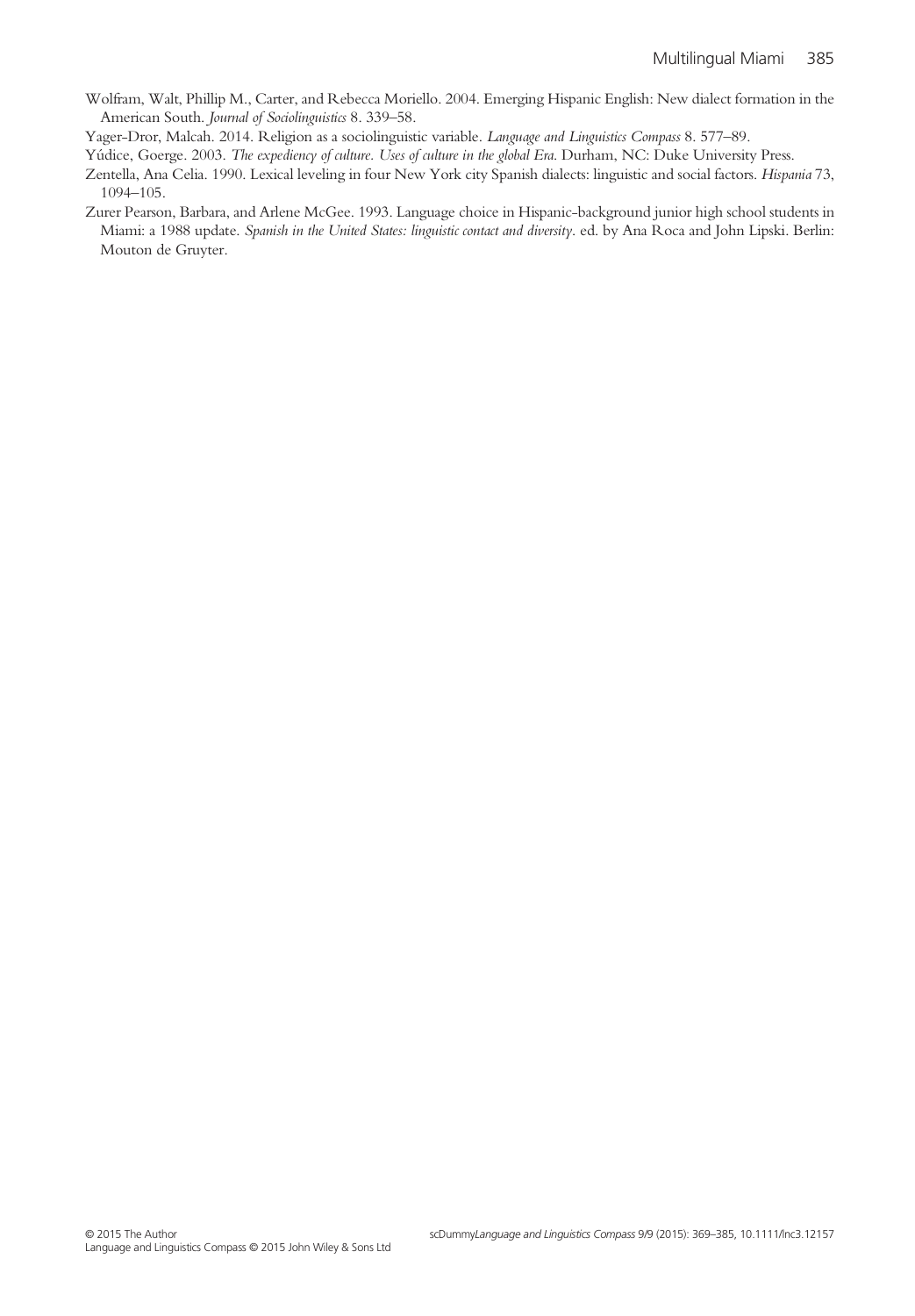Wolfram, Walt, Phillip M., Carter, and Rebecca Moriello. 2004. Emerging Hispanic English: New dialect formation in the American South. *Journal of Sociolinguistics* 8. 339–58.

Yager-Dror, Malcah. 2014. Religion as a sociolinguistic variable. *Language and Linguistics Compass* 8. 577–89.

Yúdice, Goerge. 2003. *The expediency of culture. Uses of culture in the global Era*. Durham, NC: Duke University Press.

Zentella, Ana Celia. 1990. Lexical leveling in four New York city Spanish dialects: linguistic and social factors. *Hispania* 73, 1094–105.

Zurer Pearson, Barbara, and Arlene McGee. 1993. Language choice in Hispanic-background junior high school students in Miami: a 1988 update. *Spanish in the United States: linguistic contact and diversity*. ed. by Ana Roca and John Lipski. Berlin: Mouton de Gruyter.